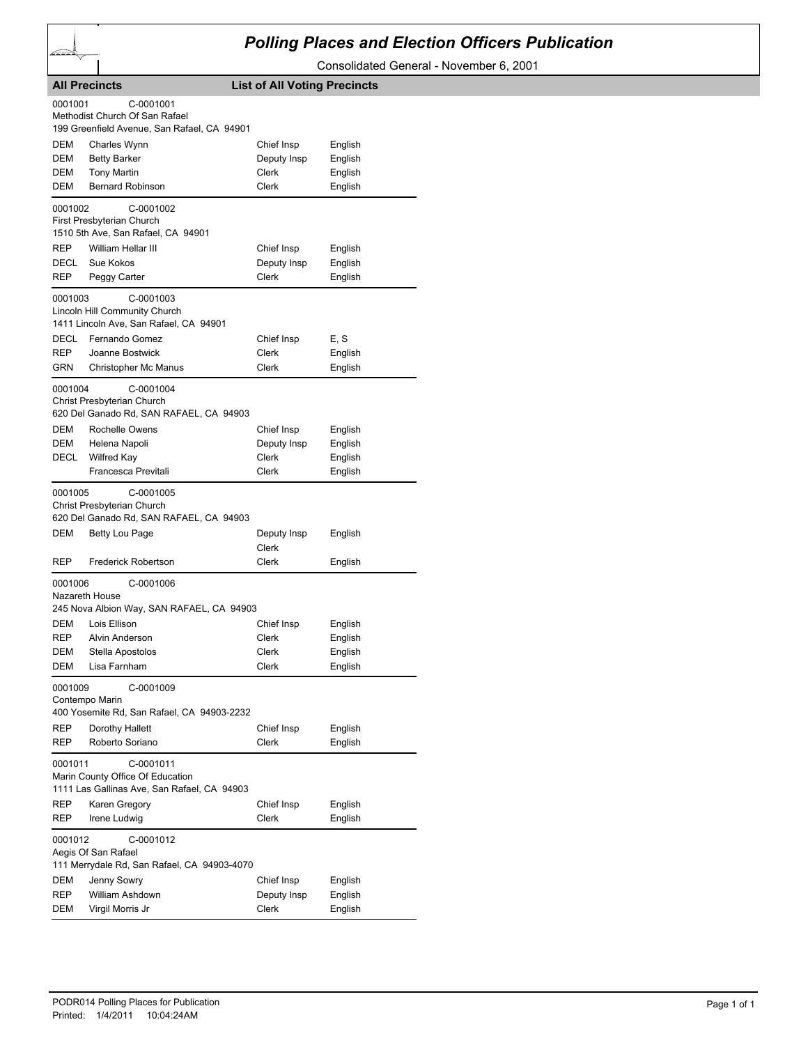# Polling Places and Election Officers Publication

Consolidated General - November 6, 2001

**All Precincts** — **List of All Voting Precincts**

0001001 C-0001001
Methodist Church Of San Rafael
199 Greenfield Avenue, San Rafael, CA 94901

| | | | |
|---|---|---|---|
| DEM | Charles Wynn | Chief Insp | English |
| DEM | Betty Barker | Deputy Insp | English |
| DEM | Tony Martin | Clerk | English |
| DEM | Bernard Robinson | Clerk | English |

0001002 C-0001002
First Presbyterian Church
1510 5th Ave, San Rafael, CA 94901

| | | | |
|---|---|---|---|
| REP | William Hellar III | Chief Insp | English |
| DECL | Sue Kokos | Deputy Insp | English |
| REP | Peggy Carter | Clerk | English |

0001003 C-0001003
Lincoln Hill Community Church
1411 Lincoln Ave, San Rafael, CA 94901

| | | | |
|---|---|---|---|
| DECL | Fernando Gomez | Chief Insp | E, S |
| REP | Joanne Bostwick | Clerk | English |
| GRN | Christopher Mc Manus | Clerk | English |

0001004 C-0001004
Christ Presbyterian Church
620 Del Ganado Rd, SAN RAFAEL, CA 94903

| | | | |
|---|---|---|---|
| DEM | Rochelle Owens | Chief Insp | English |
| DEM | Helena Napoli | Deputy Insp | English |
| DECL | Wilfred Kay | Clerk | English |
| | Francesca Previtali | Clerk | English |

0001005 C-0001005
Christ Presbyterian Church
620 Del Ganado Rd, SAN RAFAEL, CA 94903

| | | | |
|---|---|---|---|
| DEM | Betty Lou Page | Deputy Insp | English |
| | | Clerk | |
| REP | Frederick Robertson | Clerk | English |

0001006 C-0001006
Nazareth House
245 Nova Albion Way, SAN RAFAEL, CA 94903

| | | | |
|---|---|---|---|
| DEM | Lois Ellison | Chief Insp | English |
| REP | Alvin Anderson | Clerk | English |
| DEM | Stella Apostolos | Clerk | English |
| DEM | Lisa Farnham | Clerk | English |

0001009 C-0001009
Contempo Marin
400 Yosemite Rd, San Rafael, CA 94903-2232

| | | | |
|---|---|---|---|
| REP | Dorothy Hallett | Chief Insp | English |
| REP | Roberto Soriano | Clerk | English |

0001011 C-0001011
Marin County Office Of Education
1111 Las Gallinas Ave, San Rafael, CA 94903

| | | | |
|---|---|---|---|
| REP | Karen Gregory | Chief Insp | English |
| REP | Irene Ludwig | Clerk | English |

0001012 C-0001012
Aegis Of San Rafael
111 Merrydale Rd, San Rafael, CA 94903-4070

| | | | |
|---|---|---|---|
| DEM | Jenny Sowry | Chief Insp | English |
| REP | William Ashdown | Deputy Insp | English |
| DEM | Virgil Morris Jr | Clerk | English |

PODR014 Polling Places for Publication
Printed: 1/4/2011 10:04:24AM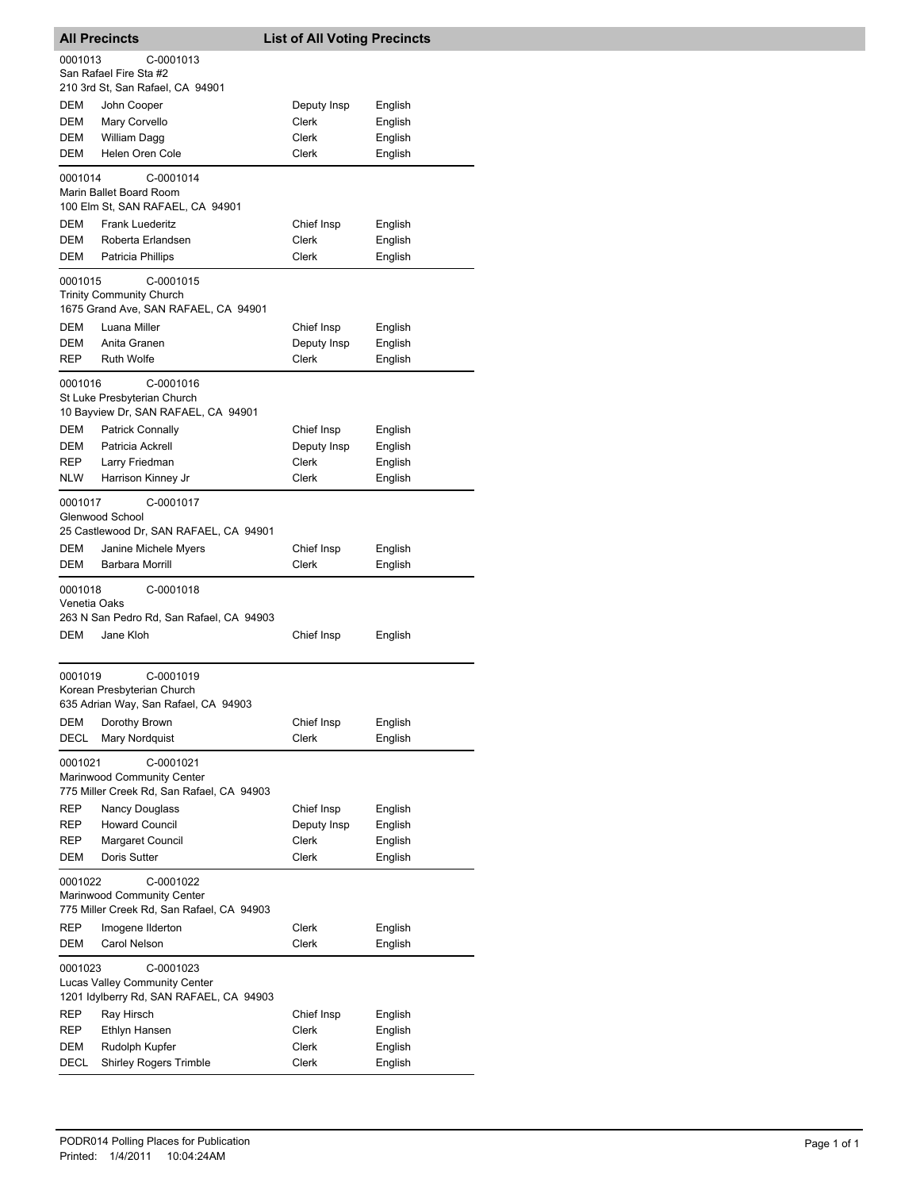## All Precincts — List of All Voting Precincts

**0001013** C-0001013
San Rafael Fire Sta #2
210 3rd St, San Rafael, CA 94901

| | | | |
|---|---|---|---|
| DEM | John Cooper | Deputy Insp | English |
| DEM | Mary Corvello | Clerk | English |
| DEM | William Dagg | Clerk | English |
| DEM | Helen Oren Cole | Clerk | English |

**0001014** C-0001014
Marin Ballet Board Room
100 Elm St, SAN RAFAEL, CA 94901

| | | | |
|---|---|---|---|
| DEM | Frank Luederitz | Chief Insp | English |
| DEM | Roberta Erlandsen | Clerk | English |
| DEM | Patricia Phillips | Clerk | English |

**0001015** C-0001015
Trinity Community Church
1675 Grand Ave, SAN RAFAEL, CA 94901

| | | | |
|---|---|---|---|
| DEM | Luana Miller | Chief Insp | English |
| DEM | Anita Granen | Deputy Insp | English |
| REP | Ruth Wolfe | Clerk | English |

**0001016** C-0001016
St Luke Presbyterian Church
10 Bayview Dr, SAN RAFAEL, CA 94901

| | | | |
|---|---|---|---|
| DEM | Patrick Connally | Chief Insp | English |
| DEM | Patricia Ackrell | Deputy Insp | English |
| REP | Larry Friedman | Clerk | English |
| NLW | Harrison Kinney Jr | Clerk | English |

**0001017** C-0001017
Glenwood School
25 Castlewood Dr, SAN RAFAEL, CA 94901

| | | | |
|---|---|---|---|
| DEM | Janine Michele Myers | Chief Insp | English |
| DEM | Barbara Morrill | Clerk | English |

**0001018** C-0001018
Venetia Oaks
263 N San Pedro Rd, San Rafael, CA 94903

| | | | |
|---|---|---|---|
| DEM | Jane Kloh | Chief Insp | English |

**0001019** C-0001019
Korean Presbyterian Church
635 Adrian Way, San Rafael, CA 94903

| | | | |
|---|---|---|---|
| DEM | Dorothy Brown | Chief Insp | English |
| DECL | Mary Nordquist | Clerk | English |

**0001021** C-0001021
Marinwood Community Center
775 Miller Creek Rd, San Rafael, CA 94903

| | | | |
|---|---|---|---|
| REP | Nancy Douglass | Chief Insp | English |
| REP | Howard Council | Deputy Insp | English |
| REP | Margaret Council | Clerk | English |
| DEM | Doris Sutter | Clerk | English |

**0001022** C-0001022
Marinwood Community Center
775 Miller Creek Rd, San Rafael, CA 94903

| | | | |
|---|---|---|---|
| REP | Imogene Ilderton | Clerk | English |
| DEM | Carol Nelson | Clerk | English |

**0001023** C-0001023
Lucas Valley Community Center
1201 Idylberry Rd, SAN RAFAEL, CA 94903

| | | | |
|---|---|---|---|
| REP | Ray Hirsch | Chief Insp | English |
| REP | Ethlyn Hansen | Clerk | English |
| DEM | Rudolph Kupfer | Clerk | English |
| DECL | Shirley Rogers Trimble | Clerk | English |

PODR014 Polling Places for Publication
Printed: 1/4/2011 10:04:24AM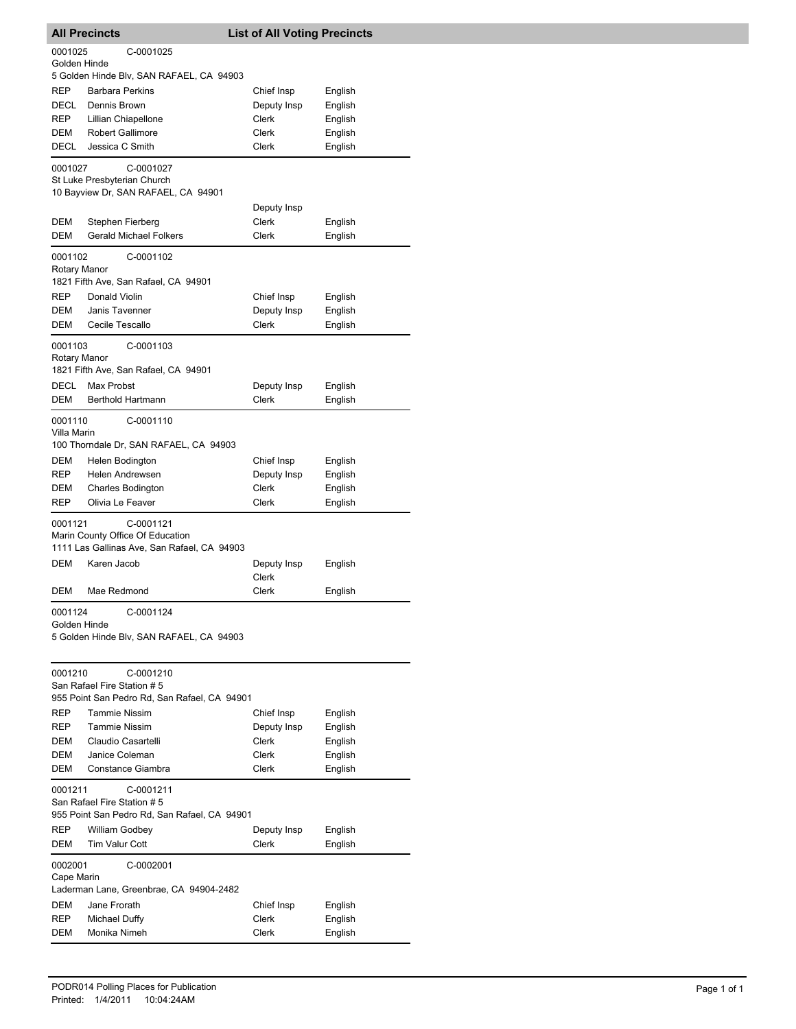## All Precincts — List of All Voting Precincts

**0001025** C-0001025
Golden Hinde
5 Golden Hinde Blv, SAN RAFAEL, CA 94903

| Party | Name | Position | Language |
|---|---|---|---|
| REP | Barbara Perkins | Chief Insp | English |
| DECL | Dennis Brown | Deputy Insp | English |
| REP | Lillian Chiapellone | Clerk | English |
| DEM | Robert Gallimore | Clerk | English |
| DECL | Jessica C Smith | Clerk | English |

**0001027** C-0001027
St Luke Presbyterian Church
10 Bayview Dr, SAN RAFAEL, CA 94901

| Party | Name | Position | Language |
|---|---|---|---|
| | | Deputy Insp | |
| DEM | Stephen Fierberg | Clerk | English |
| DEM | Gerald Michael Folkers | Clerk | English |

**0001102** C-0001102
Rotary Manor
1821 Fifth Ave, San Rafael, CA 94901

| Party | Name | Position | Language |
|---|---|---|---|
| REP | Donald Violin | Chief Insp | English |
| DEM | Janis Tavenner | Deputy Insp | English |
| DEM | Cecile Tescallo | Clerk | English |

**0001103** C-0001103
Rotary Manor
1821 Fifth Ave, San Rafael, CA 94901

| Party | Name | Position | Language |
|---|---|---|---|
| DECL | Max Probst | Deputy Insp | English |
| DEM | Berthold Hartmann | Clerk | English |

**0001110** C-0001110
Villa Marin
100 Thorndale Dr, SAN RAFAEL, CA 94903

| Party | Name | Position | Language |
|---|---|---|---|
| DEM | Helen Bodington | Chief Insp | English |
| REP | Helen Andrewsen | Deputy Insp | English |
| DEM | Charles Bodington | Clerk | English |
| REP | Olivia Le Feaver | Clerk | English |

**0001121** C-0001121
Marin County Office Of Education
1111 Las Gallinas Ave, San Rafael, CA 94903

| Party | Name | Position | Language |
|---|---|---|---|
| DEM | Karen Jacob | Deputy Insp | English |
| | | Clerk | |
| DEM | Mae Redmond | Clerk | English |

**0001124** C-0001124
Golden Hinde
5 Golden Hinde Blv, SAN RAFAEL, CA 94903

**0001210** C-0001210
San Rafael Fire Station # 5
955 Point San Pedro Rd, San Rafael, CA 94901

| Party | Name | Position | Language |
|---|---|---|---|
| REP | Tammie Nissim | Chief Insp | English |
| REP | Tammie Nissim | Deputy Insp | English |
| DEM | Claudio Casartelli | Clerk | English |
| DEM | Janice Coleman | Clerk | English |
| DEM | Constance Giambra | Clerk | English |

**0001211** C-0001211
San Rafael Fire Station # 5
955 Point San Pedro Rd, San Rafael, CA 94901

| Party | Name | Position | Language |
|---|---|---|---|
| REP | William Godbey | Deputy Insp | English |
| DEM | Tim Valur Cott | Clerk | English |

**0002001** C-0002001
Cape Marin
Laderman Lane, Greenbrae, CA 94904-2482

| Party | Name | Position | Language |
|---|---|---|---|
| DEM | Jane Frorath | Chief Insp | English |
| REP | Michael Duffy | Clerk | English |
| DEM | Monika Nimeh | Clerk | English |

PODR014 Polling Places for Publication
Printed: 1/4/2011 10:04:24AM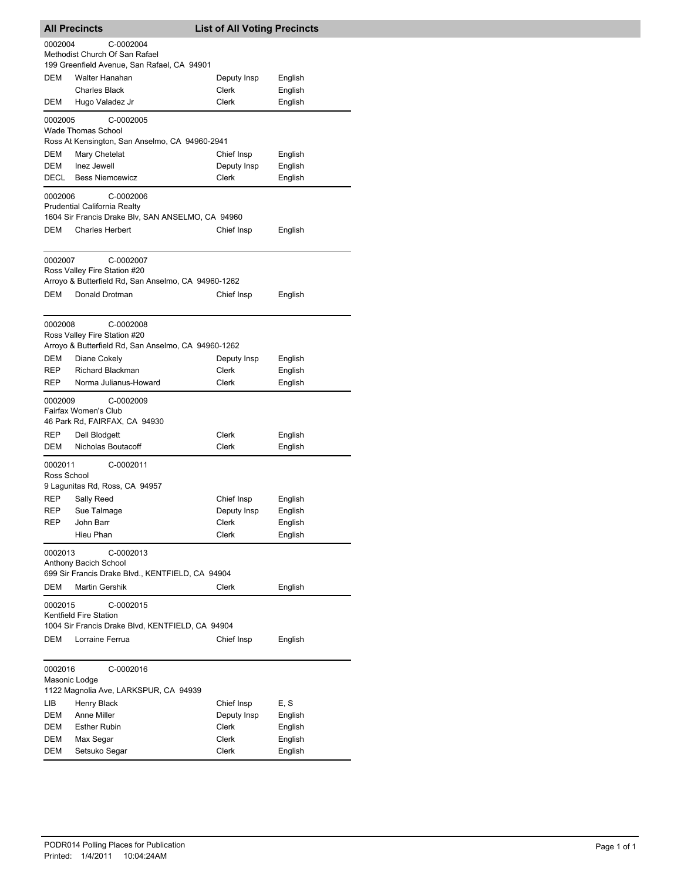## All Precincts — List of All Voting Precincts

**0002004** C-0002004
Methodist Church Of San Rafael
199 Greenfield Avenue, San Rafael, CA 94901

| Party | Name | Position | Language |
|---|---|---|---|
| DEM | Walter Hanahan | Deputy Insp | English |
| | Charles Black | Clerk | English |
| DEM | Hugo Valadez Jr | Clerk | English |

**0002005** C-0002005
Wade Thomas School
Ross At Kensington, San Anselmo, CA 94960-2941

| Party | Name | Position | Language |
|---|---|---|---|
| DEM | Mary Chetelat | Chief Insp | English |
| DEM | Inez Jewell | Deputy Insp | English |
| DECL | Bess Niemcewicz | Clerk | English |

**0002006** C-0002006
Prudential California Realty
1604 Sir Francis Drake Blv, SAN ANSELMO, CA 94960

| Party | Name | Position | Language |
|---|---|---|---|
| DEM | Charles Herbert | Chief Insp | English |

**0002007** C-0002007
Ross Valley Fire Station #20
Arroyo & Butterfield Rd, San Anselmo, CA 94960-1262

| Party | Name | Position | Language |
|---|---|---|---|
| DEM | Donald Drotman | Chief Insp | English |

**0002008** C-0002008
Ross Valley Fire Station #20
Arroyo & Butterfield Rd, San Anselmo, CA 94960-1262

| Party | Name | Position | Language |
|---|---|---|---|
| DEM | Diane Cokely | Deputy Insp | English |
| REP | Richard Blackman | Clerk | English |
| REP | Norma Julianus-Howard | Clerk | English |

**0002009** C-0002009
Fairfax Women's Club
46 Park Rd, FAIRFAX, CA 94930

| Party | Name | Position | Language |
|---|---|---|---|
| REP | Dell Blodgett | Clerk | English |
| DEM | Nicholas Boutacoff | Clerk | English |

**0002011** C-0002011
Ross School
9 Lagunitas Rd, Ross, CA 94957

| Party | Name | Position | Language |
|---|---|---|---|
| REP | Sally Reed | Chief Insp | English |
| REP | Sue Talmage | Deputy Insp | English |
| REP | John Barr | Clerk | English |
| | Hieu Phan | Clerk | English |

**0002013** C-0002013
Anthony Bacich School
699 Sir Francis Drake Blvd., KENTFIELD, CA 94904

| Party | Name | Position | Language |
|---|---|---|---|
| DEM | Martin Gershik | Clerk | English |

**0002015** C-0002015
Kentfield Fire Station
1004 Sir Francis Drake Blvd, KENTFIELD, CA 94904

| Party | Name | Position | Language |
|---|---|---|---|
| DEM | Lorraine Ferrua | Chief Insp | English |

**0002016** C-0002016
Masonic Lodge
1122 Magnolia Ave, LARKSPUR, CA 94939

| Party | Name | Position | Language |
|---|---|---|---|
| LIB | Henry Black | Chief Insp | E, S |
| DEM | Anne Miller | Deputy Insp | English |
| DEM | Esther Rubin | Clerk | English |
| DEM | Max Segar | Clerk | English |
| DEM | Setsuko Segar | Clerk | English |

PODR014 Polling Places for Publication
Printed: 1/4/2011 10:04:24AM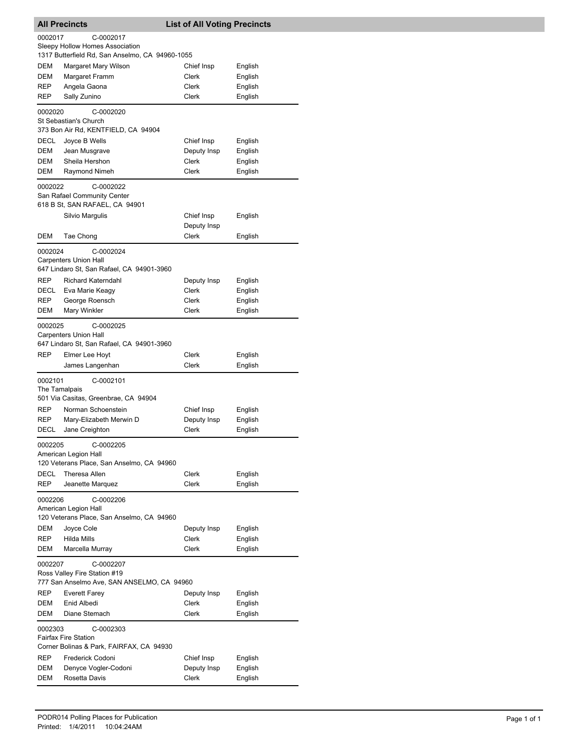## All Precincts — List of All Voting Precincts

**0002017** C-0002017
Sleepy Hollow Homes Association
1317 Butterfield Rd, San Anselmo, CA 94960-1055

| | | | |
|---|---|---|---|
| DEM | Margaret Mary Wilson | Chief Insp | English |
| DEM | Margaret Framm | Clerk | English |
| REP | Angela Gaona | Clerk | English |
| REP | Sally Zunino | Clerk | English |

**0002020** C-0002020
St Sebastian's Church
373 Bon Air Rd, KENTFIELD, CA 94904

| | | | |
|---|---|---|---|
| DECL | Joyce B Wells | Chief Insp | English |
| DEM | Jean Musgrave | Deputy Insp | English |
| DEM | Sheila Hershon | Clerk | English |
| DEM | Raymond Nimeh | Clerk | English |

**0002022** C-0002022
San Rafael Community Center
618 B St, SAN RAFAEL, CA 94901

| | | | |
|---|---|---|---|
| | Silvio Margulis | Chief Insp | English |
| | | Deputy Insp | |
| DEM | Tae Chong | Clerk | English |

**0002024** C-0002024
Carpenters Union Hall
647 Lindaro St, San Rafael, CA 94901-3960

| | | | |
|---|---|---|---|
| REP | Richard Katerndahl | Deputy Insp | English |
| DECL | Eva Marie Keagy | Clerk | English |
| REP | George Roensch | Clerk | English |
| DEM | Mary Winkler | Clerk | English |

**0002025** C-0002025
Carpenters Union Hall
647 Lindaro St, San Rafael, CA 94901-3960

| | | | |
|---|---|---|---|
| REP | Elmer Lee Hoyt | Clerk | English |
| | James Langenhan | Clerk | English |

**0002101** C-0002101
The Tamalpais
501 Via Casitas, Greenbrae, CA 94904

| | | | |
|---|---|---|---|
| REP | Norman Schoenstein | Chief Insp | English |
| REP | Mary-Elizabeth Merwin D | Deputy Insp | English |
| DECL | Jane Creighton | Clerk | English |

**0002205** C-0002205
American Legion Hall
120 Veterans Place, San Anselmo, CA 94960

| | | | |
|---|---|---|---|
| DECL | Theresa Allen | Clerk | English |
| REP | Jeanette Marquez | Clerk | English |

**0002206** C-0002206
American Legion Hall
120 Veterans Place, San Anselmo, CA 94960

| | | | |
|---|---|---|---|
| DEM | Joyce Cole | Deputy Insp | English |
| REP | Hilda Mills | Clerk | English |
| DEM | Marcella Murray | Clerk | English |

**0002207** C-0002207
Ross Valley Fire Station #19
777 San Anselmo Ave, SAN ANSELMO, CA 94960

| | | | |
|---|---|---|---|
| REP | Everett Farey | Deputy Insp | English |
| DEM | Enid Albedi | Clerk | English |
| DEM | Diane Stemach | Clerk | English |

**0002303** C-0002303
Fairfax Fire Station
Corner Bolinas & Park, FAIRFAX, CA 94930

| | | | |
|---|---|---|---|
| REP | Frederick Codoni | Chief Insp | English |
| DEM | Denyce Vogler-Codoni | Deputy Insp | English |
| DEM | Rosetta Davis | Clerk | English |

PODR014 Polling Places for Publication
Printed: 1/4/2011 10:04:24AM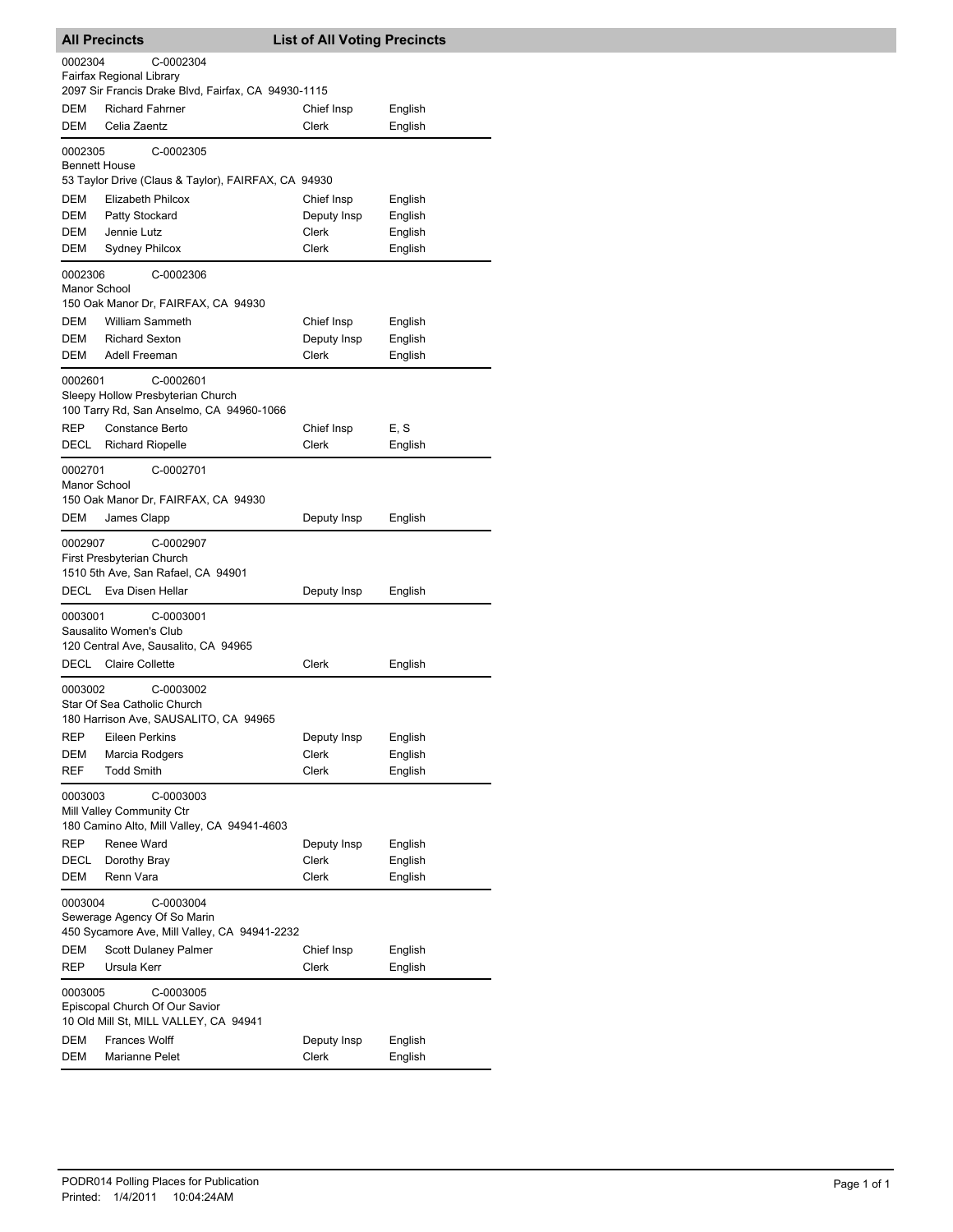## All Precincts — List of All Voting Precincts

**0002304** C-0002304
Fairfax Regional Library
2097 Sir Francis Drake Blvd, Fairfax, CA 94930-1115

| | | | |
|---|---|---|---|
| DEM | Richard Fahrner | Chief Insp | English |
| DEM | Celia Zaentz | Clerk | English |

**0002305** C-0002305
Bennett House
53 Taylor Drive (Claus & Taylor), FAIRFAX, CA 94930

| | | | |
|---|---|---|---|
| DEM | Elizabeth Philcox | Chief Insp | English |
| DEM | Patty Stockard | Deputy Insp | English |
| DEM | Jennie Lutz | Clerk | English |
| DEM | Sydney Philcox | Clerk | English |

**0002306** C-0002306
Manor School
150 Oak Manor Dr, FAIRFAX, CA 94930

| | | | |
|---|---|---|---|
| DEM | William Sammeth | Chief Insp | English |
| DEM | Richard Sexton | Deputy Insp | English |
| DEM | Adell Freeman | Clerk | English |

**0002601** C-0002601
Sleepy Hollow Presbyterian Church
100 Tarry Rd, San Anselmo, CA 94960-1066

| | | | |
|---|---|---|---|
| REP | Constance Berto | Chief Insp | E, S |
| DECL | Richard Riopelle | Clerk | English |

**0002701** C-0002701
Manor School
150 Oak Manor Dr, FAIRFAX, CA 94930

| | | | |
|---|---|---|---|
| DEM | James Clapp | Deputy Insp | English |

**0002907** C-0002907
First Presbyterian Church
1510 5th Ave, San Rafael, CA 94901

| | | | |
|---|---|---|---|
| DECL | Eva Disen Hellar | Deputy Insp | English |

**0003001** C-0003001
Sausalito Women's Club
120 Central Ave, Sausalito, CA 94965

| | | | |
|---|---|---|---|
| DECL | Claire Collette | Clerk | English |

**0003002** C-0003002
Star Of Sea Catholic Church
180 Harrison Ave, SAUSALITO, CA 94965

| | | | |
|---|---|---|---|
| REP | Eileen Perkins | Deputy Insp | English |
| DEM | Marcia Rodgers | Clerk | English |
| REF | Todd Smith | Clerk | English |

**0003003** C-0003003
Mill Valley Community Ctr
180 Camino Alto, Mill Valley, CA 94941-4603

| | | | |
|---|---|---|---|
| REP | Renee Ward | Deputy Insp | English |
| DECL | Dorothy Bray | Clerk | English |
| DEM | Renn Vara | Clerk | English |

**0003004** C-0003004
Sewerage Agency Of So Marin
450 Sycamore Ave, Mill Valley, CA 94941-2232

| | | | |
|---|---|---|---|
| DEM | Scott Dulaney Palmer | Chief Insp | English |
| REP | Ursula Kerr | Clerk | English |

**0003005** C-0003005
Episcopal Church Of Our Savior
10 Old Mill St, MILL VALLEY, CA 94941

| | | | |
|---|---|---|---|
| DEM | Frances Wolff | Deputy Insp | English |
| DEM | Marianne Pelet | Clerk | English |

PODR014 Polling Places for Publication
Printed: 1/4/2011 10:04:24AM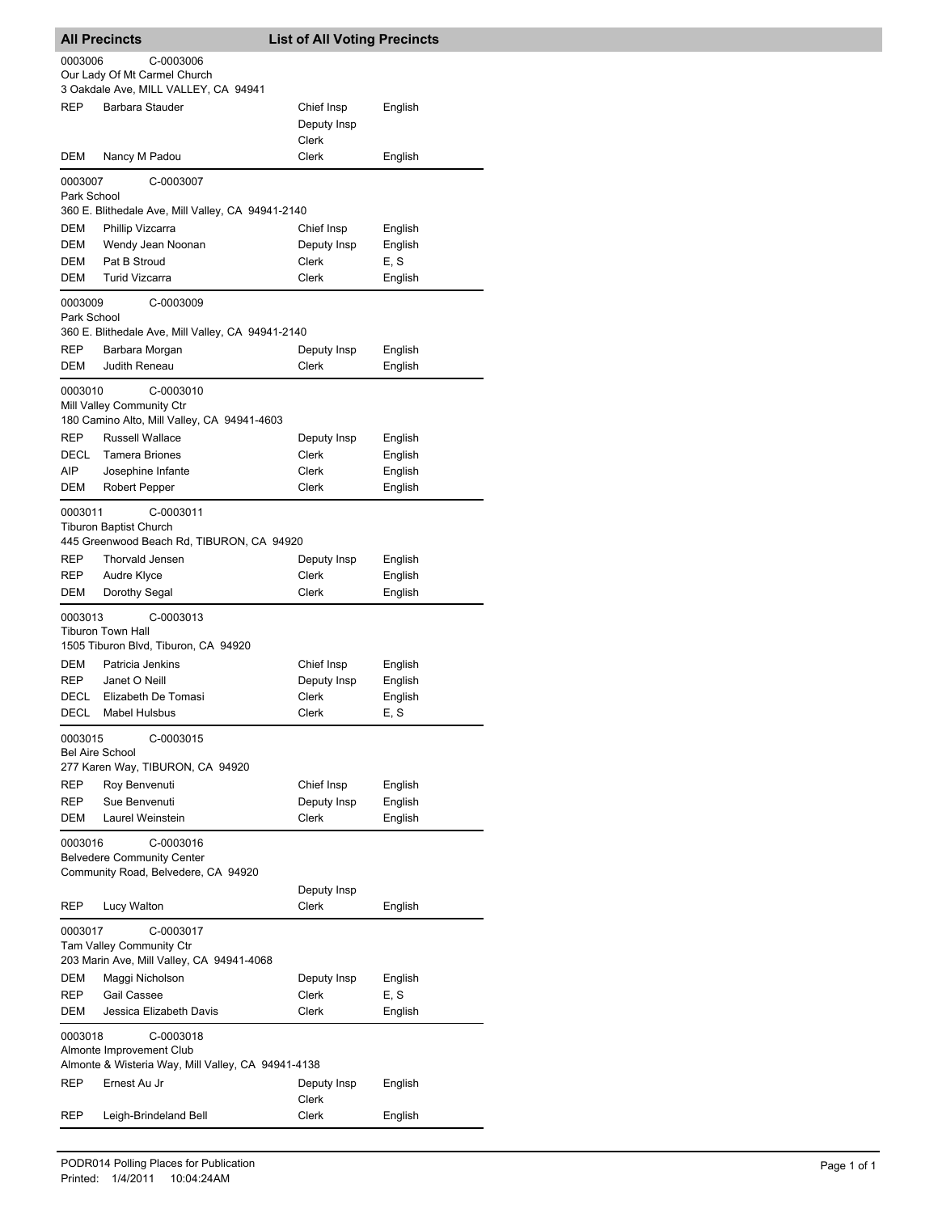## All Precincts — List of All Voting Precincts

**0003006** C-0003006
Our Lady Of Mt Carmel Church
3 Oakdale Ave, MILL VALLEY, CA 94941

| Party | Name | Position | Language |
|---|---|---|---|
| REP | Barbara Stauder | Chief Insp | English |
| | | Deputy Insp | |
| | | Clerk | |
| DEM | Nancy M Padou | Clerk | English |

**0003007** C-0003007
Park School
360 E. Blithedale Ave, Mill Valley, CA 94941-2140

| Party | Name | Position | Language |
|---|---|---|---|
| DEM | Phillip Vizcarra | Chief Insp | English |
| DEM | Wendy Jean Noonan | Deputy Insp | English |
| DEM | Pat B Stroud | Clerk | E, S |
| DEM | Turid Vizcarra | Clerk | English |

**0003009** C-0003009
Park School
360 E. Blithedale Ave, Mill Valley, CA 94941-2140

| Party | Name | Position | Language |
|---|---|---|---|
| REP | Barbara Morgan | Deputy Insp | English |
| DEM | Judith Reneau | Clerk | English |

**0003010** C-0003010
Mill Valley Community Ctr
180 Camino Alto, Mill Valley, CA 94941-4603

| Party | Name | Position | Language |
|---|---|---|---|
| REP | Russell Wallace | Deputy Insp | English |
| DECL | Tamera Briones | Clerk | English |
| AIP | Josephine Infante | Clerk | English |
| DEM | Robert Pepper | Clerk | English |

**0003011** C-0003011
Tiburon Baptist Church
445 Greenwood Beach Rd, TIBURON, CA 94920

| Party | Name | Position | Language |
|---|---|---|---|
| REP | Thorvald Jensen | Deputy Insp | English |
| REP | Audre Klyce | Clerk | English |
| DEM | Dorothy Segal | Clerk | English |

**0003013** C-0003013
Tiburon Town Hall
1505 Tiburon Blvd, Tiburon, CA 94920

| Party | Name | Position | Language |
|---|---|---|---|
| DEM | Patricia Jenkins | Chief Insp | English |
| REP | Janet O Neill | Deputy Insp | English |
| DECL | Elizabeth De Tomasi | Clerk | English |
| DECL | Mabel Hulsbus | Clerk | E, S |

**0003015** C-0003015
Bel Aire School
277 Karen Way, TIBURON, CA 94920

| Party | Name | Position | Language |
|---|---|---|---|
| REP | Roy Benvenuti | Chief Insp | English |
| REP | Sue Benvenuti | Deputy Insp | English |
| DEM | Laurel Weinstein | Clerk | English |

**0003016** C-0003016
Belvedere Community Center
Community Road, Belvedere, CA 94920

| Party | Name | Position | Language |
|---|---|---|---|
| | | Deputy Insp | |
| REP | Lucy Walton | Clerk | English |

**0003017** C-0003017
Tam Valley Community Ctr
203 Marin Ave, Mill Valley, CA 94941-4068

| Party | Name | Position | Language |
|---|---|---|---|
| DEM | Maggi Nicholson | Deputy Insp | English |
| REP | Gail Cassee | Clerk | E, S |
| DEM | Jessica Elizabeth Davis | Clerk | English |

**0003018** C-0003018
Almonte Improvement Club
Almonte & Wisteria Way, Mill Valley, CA 94941-4138

| Party | Name | Position | Language |
|---|---|---|---|
| REP | Ernest Au Jr | Deputy Insp | English |
| | | Clerk | |
| REP | Leigh-Brindeland Bell | Clerk | English |

PODR014 Polling Places for Publication
Printed: 1/4/2011 10:04:24AM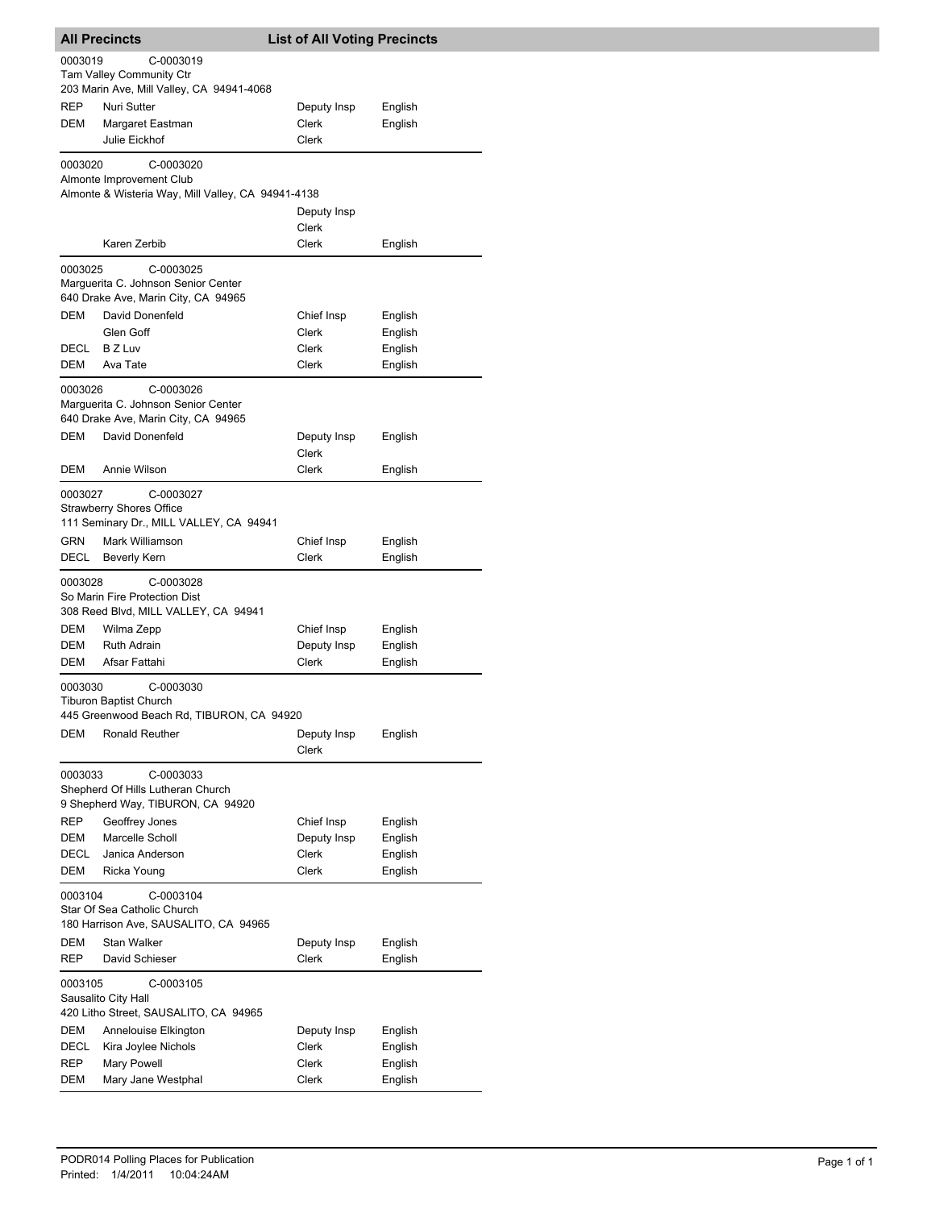## All Precincts — List of All Voting Precincts

**0003019** C-0003019
Tam Valley Community Ctr
203 Marin Ave, Mill Valley, CA 94941-4068

| Party | Name | Position | Language |
|---|---|---|---|
| REP | Nuri Sutter | Deputy Insp | English |
| DEM | Margaret Eastman | Clerk | English |
| | Julie Eickhof | Clerk | |

**0003020** C-0003020
Almonte Improvement Club
Almonte & Wisteria Way, Mill Valley, CA 94941-4138

| Party | Name | Position | Language |
|---|---|---|---|
| | | Deputy Insp | |
| | | Clerk | |
| | Karen Zerbib | Clerk | English |

**0003025** C-0003025
Marguerita C. Johnson Senior Center
640 Drake Ave, Marin City, CA 94965

| Party | Name | Position | Language |
|---|---|---|---|
| DEM | David Donenfeld | Chief Insp | English |
| | Glen Goff | Clerk | English |
| DECL | B Z Luv | Clerk | English |
| DEM | Ava Tate | Clerk | English |

**0003026** C-0003026
Marguerita C. Johnson Senior Center
640 Drake Ave, Marin City, CA 94965

| Party | Name | Position | Language |
|---|---|---|---|
| DEM | David Donenfeld | Deputy Insp | English |
| | | Clerk | |
| DEM | Annie Wilson | Clerk | English |

**0003027** C-0003027
Strawberry Shores Office
111 Seminary Dr., MILL VALLEY, CA 94941

| Party | Name | Position | Language |
|---|---|---|---|
| GRN | Mark Williamson | Chief Insp | English |
| DECL | Beverly Kern | Clerk | English |

**0003028** C-0003028
So Marin Fire Protection Dist
308 Reed Blvd, MILL VALLEY, CA 94941

| Party | Name | Position | Language |
|---|---|---|---|
| DEM | Wilma Zepp | Chief Insp | English |
| DEM | Ruth Adrain | Deputy Insp | English |
| DEM | Afsar Fattahi | Clerk | English |

**0003030** C-0003030
Tiburon Baptist Church
445 Greenwood Beach Rd, TIBURON, CA 94920

| Party | Name | Position | Language |
|---|---|---|---|
| DEM | Ronald Reuther | Deputy Insp | English |
| | | Clerk | |

**0003033** C-0003033
Shepherd Of Hills Lutheran Church
9 Shepherd Way, TIBURON, CA 94920

| Party | Name | Position | Language |
|---|---|---|---|
| REP | Geoffrey Jones | Chief Insp | English |
| DEM | Marcelle Scholl | Deputy Insp | English |
| DECL | Janica Anderson | Clerk | English |
| DEM | Ricka Young | Clerk | English |

**0003104** C-0003104
Star Of Sea Catholic Church
180 Harrison Ave, SAUSALITO, CA 94965

| Party | Name | Position | Language |
|---|---|---|---|
| DEM | Stan Walker | Deputy Insp | English |
| REP | David Schieser | Clerk | English |

**0003105** C-0003105
Sausalito City Hall
420 Litho Street, SAUSALITO, CA 94965

| Party | Name | Position | Language |
|---|---|---|---|
| DEM | Annelouise Elkington | Deputy Insp | English |
| DECL | Kira Joylee Nichols | Clerk | English |
| REP | Mary Powell | Clerk | English |
| DEM | Mary Jane Westphal | Clerk | English |

PODR014 Polling Places for Publication
Printed: 1/4/2011 10:04:24AM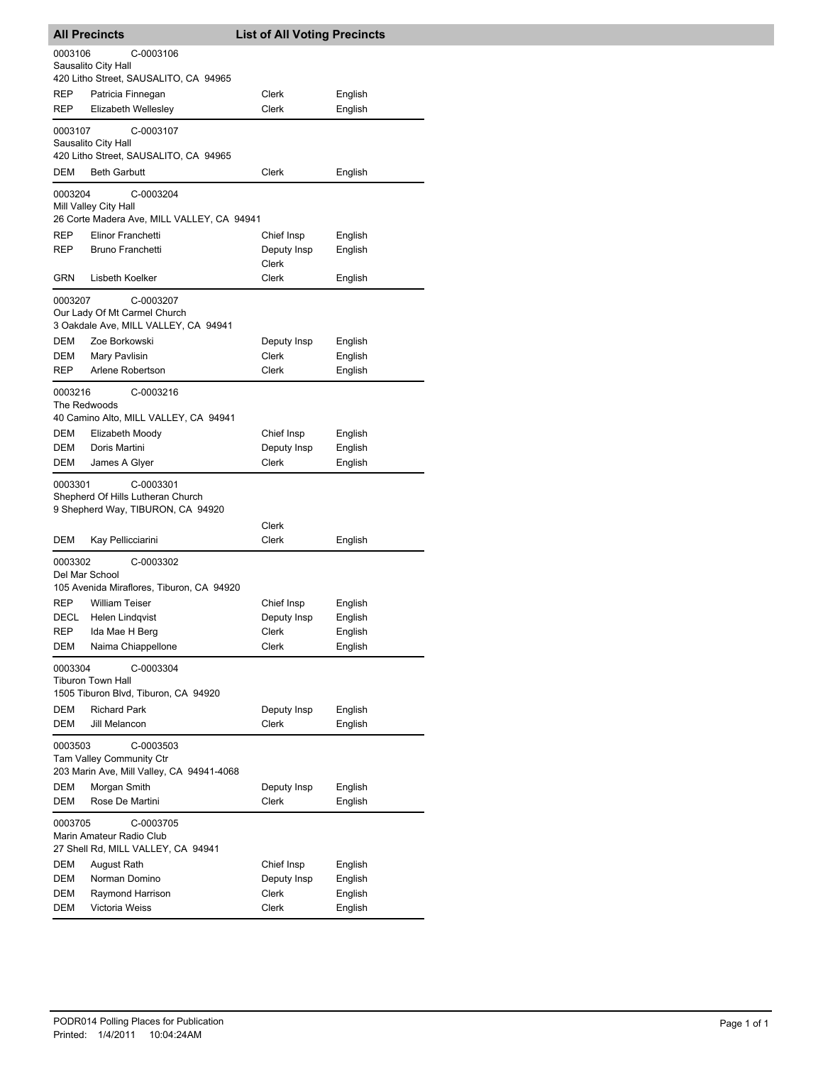## All Precincts — List of All Voting Precincts

**0003106** C-0003106
Sausalito City Hall
420 Litho Street, SAUSALITO, CA 94965

| Party | Name | Position | Language |
|---|---|---|---|
| REP | Patricia Finnegan | Clerk | English |
| REP | Elizabeth Wellesley | Clerk | English |

**0003107** C-0003107
Sausalito City Hall
420 Litho Street, SAUSALITO, CA 94965

| Party | Name | Position | Language |
|---|---|---|---|
| DEM | Beth Garbutt | Clerk | English |

**0003204** C-0003204
Mill Valley City Hall
26 Corte Madera Ave, MILL VALLEY, CA 94941

| Party | Name | Position | Language |
|---|---|---|---|
| REP | Elinor Franchetti | Chief Insp | English |
| REP | Bruno Franchetti | Deputy Insp | English |
| | | Clerk | |
| GRN | Lisbeth Koelker | Clerk | English |

**0003207** C-0003207
Our Lady Of Mt Carmel Church
3 Oakdale Ave, MILL VALLEY, CA 94941

| Party | Name | Position | Language |
|---|---|---|---|
| DEM | Zoe Borkowski | Deputy Insp | English |
| DEM | Mary Pavlisin | Clerk | English |
| REP | Arlene Robertson | Clerk | English |

**0003216** C-0003216
The Redwoods
40 Camino Alto, MILL VALLEY, CA 94941

| Party | Name | Position | Language |
|---|---|---|---|
| DEM | Elizabeth Moody | Chief Insp | English |
| DEM | Doris Martini | Deputy Insp | English |
| DEM | James A Glyer | Clerk | English |

**0003301** C-0003301
Shepherd Of Hills Lutheran Church
9 Shepherd Way, TIBURON, CA 94920

| Party | Name | Position | Language |
|---|---|---|---|
| | | Clerk | |
| DEM | Kay Pellicciarini | Clerk | English |

**0003302** C-0003302
Del Mar School
105 Avenida Miraflores, Tiburon, CA 94920

| Party | Name | Position | Language |
|---|---|---|---|
| REP | William Teiser | Chief Insp | English |
| DECL | Helen Lindqvist | Deputy Insp | English |
| REP | Ida Mae H Berg | Clerk | English |
| DEM | Naima Chiappellone | Clerk | English |

**0003304** C-0003304
Tiburon Town Hall
1505 Tiburon Blvd, Tiburon, CA 94920

| Party | Name | Position | Language |
|---|---|---|---|
| DEM | Richard Park | Deputy Insp | English |
| DEM | Jill Melancon | Clerk | English |

**0003503** C-0003503
Tam Valley Community Ctr
203 Marin Ave, Mill Valley, CA 94941-4068

| Party | Name | Position | Language |
|---|---|---|---|
| DEM | Morgan Smith | Deputy Insp | English |
| DEM | Rose De Martini | Clerk | English |

**0003705** C-0003705
Marin Amateur Radio Club
27 Shell Rd, MILL VALLEY, CA 94941

| Party | Name | Position | Language |
|---|---|---|---|
| DEM | August Rath | Chief Insp | English |
| DEM | Norman Domino | Deputy Insp | English |
| DEM | Raymond Harrison | Clerk | English |
| DEM | Victoria Weiss | Clerk | English |

PODR014 Polling Places for Publication
Printed: 1/4/2011 10:04:24AM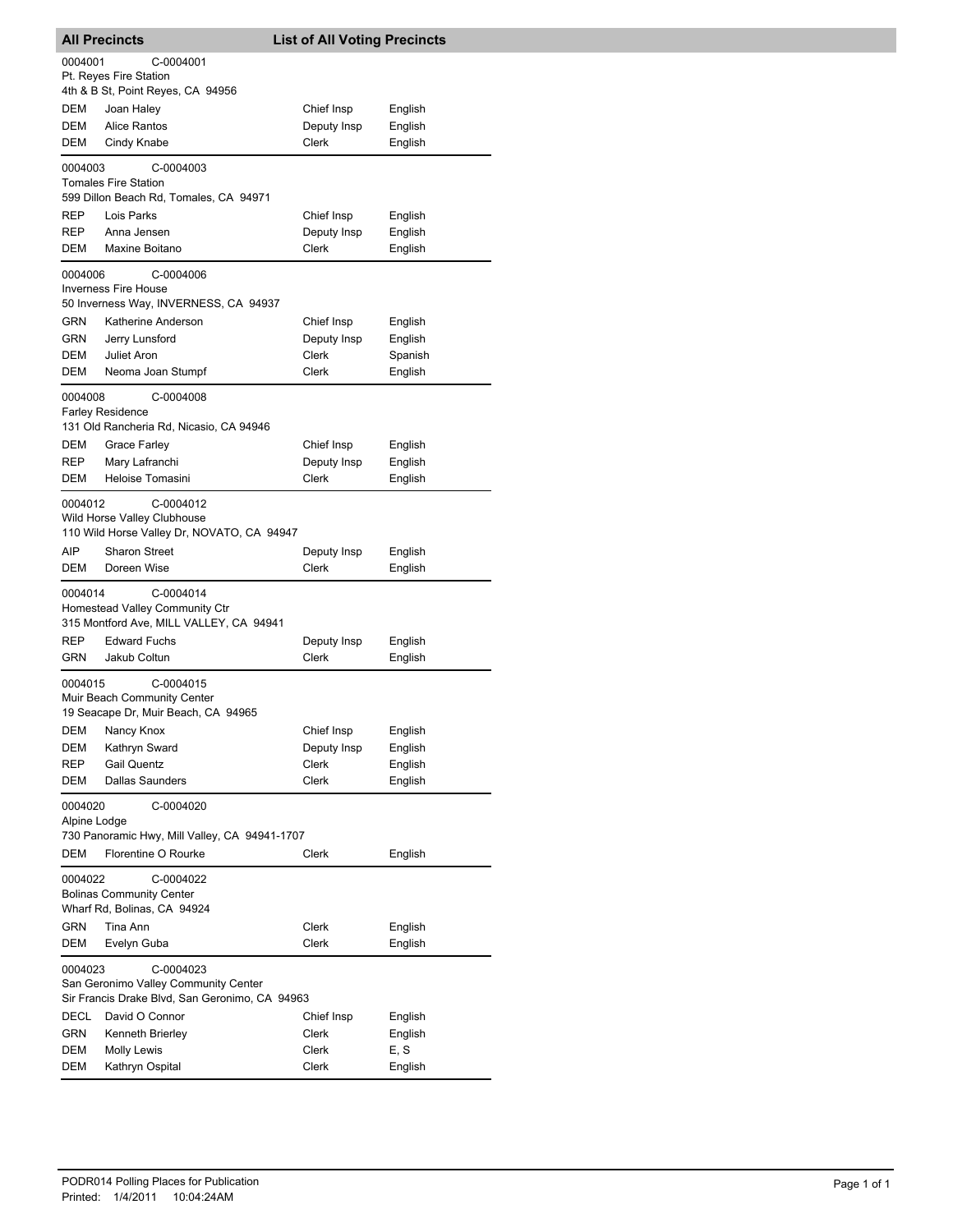## All Precincts — List of All Voting Precincts

**0004001** C-0004001
Pt. Reyes Fire Station
4th & B St, Point Reyes, CA 94956

| Party | Name | Position | Language |
|---|---|---|---|
| DEM | Joan Haley | Chief Insp | English |
| DEM | Alice Rantos | Deputy Insp | English |
| DEM | Cindy Knabe | Clerk | English |

**0004003** C-0004003
Tomales Fire Station
599 Dillon Beach Rd, Tomales, CA 94971

| Party | Name | Position | Language |
|---|---|---|---|
| REP | Lois Parks | Chief Insp | English |
| REP | Anna Jensen | Deputy Insp | English |
| DEM | Maxine Boitano | Clerk | English |

**0004006** C-0004006
Inverness Fire House
50 Inverness Way, INVERNESS, CA 94937

| Party | Name | Position | Language |
|---|---|---|---|
| GRN | Katherine Anderson | Chief Insp | English |
| GRN | Jerry Lunsford | Deputy Insp | English |
| DEM | Juliet Aron | Clerk | Spanish |
| DEM | Neoma Joan Stumpf | Clerk | English |

**0004008** C-0004008
Farley Residence
131 Old Rancheria Rd, Nicasio, CA 94946

| Party | Name | Position | Language |
|---|---|---|---|
| DEM | Grace Farley | Chief Insp | English |
| REP | Mary Lafranchi | Deputy Insp | English |
| DEM | Heloise Tomasini | Clerk | English |

**0004012** C-0004012
Wild Horse Valley Clubhouse
110 Wild Horse Valley Dr, NOVATO, CA 94947

| Party | Name | Position | Language |
|---|---|---|---|
| AIP | Sharon Street | Deputy Insp | English |
| DEM | Doreen Wise | Clerk | English |

**0004014** C-0004014
Homestead Valley Community Ctr
315 Montford Ave, MILL VALLEY, CA 94941

| Party | Name | Position | Language |
|---|---|---|---|
| REP | Edward Fuchs | Deputy Insp | English |
| GRN | Jakub Coltun | Clerk | English |

**0004015** C-0004015
Muir Beach Community Center
19 Seacape Dr, Muir Beach, CA 94965

| Party | Name | Position | Language |
|---|---|---|---|
| DEM | Nancy Knox | Chief Insp | English |
| DEM | Kathryn Sward | Deputy Insp | English |
| REP | Gail Quentz | Clerk | English |
| DEM | Dallas Saunders | Clerk | English |

**0004020** C-0004020
Alpine Lodge
730 Panoramic Hwy, Mill Valley, CA 94941-1707

| Party | Name | Position | Language |
|---|---|---|---|
| DEM | Florentine O Rourke | Clerk | English |

**0004022** C-0004022
Bolinas Community Center
Wharf Rd, Bolinas, CA 94924

| Party | Name | Position | Language |
|---|---|---|---|
| GRN | Tina Ann | Clerk | English |
| DEM | Evelyn Guba | Clerk | English |

**0004023** C-0004023
San Geronimo Valley Community Center
Sir Francis Drake Blvd, San Geronimo, CA 94963

| Party | Name | Position | Language |
|---|---|---|---|
| DECL | David O Connor | Chief Insp | English |
| GRN | Kenneth Brierley | Clerk | English |
| DEM | Molly Lewis | Clerk | E, S |
| DEM | Kathryn Ospital | Clerk | English |

PODR014 Polling Places for Publication
Printed: 1/4/2011 10:04:24AM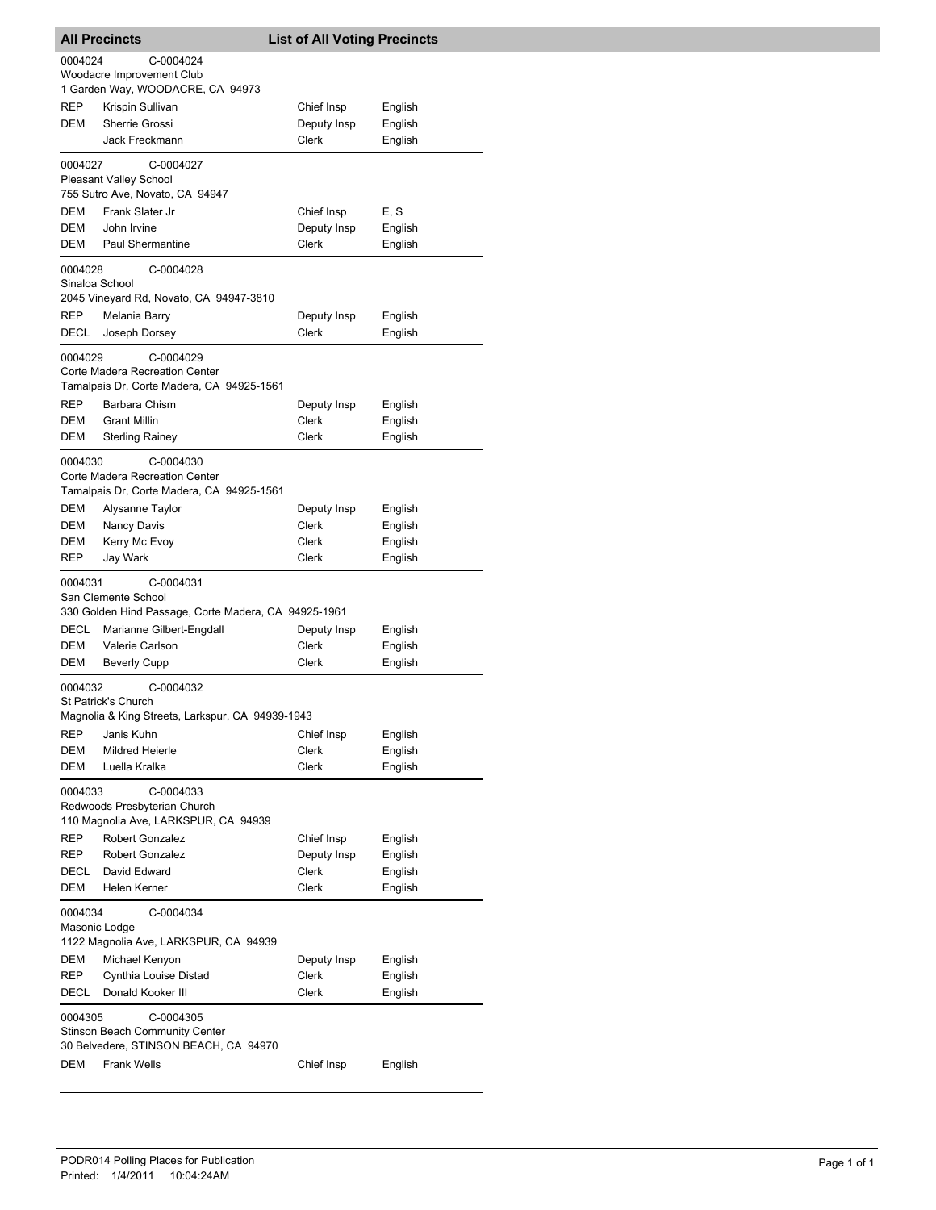## All Precincts — List of All Voting Precincts

0004024 C-0004024
Woodacre Improvement Club
1 Garden Way, WOODACRE, CA 94973

| | | | |
|---|---|---|---|
| REP | Krispin Sullivan | Chief Insp | English |
| DEM | Sherrie Grossi | Deputy Insp | English |
| | Jack Freckmann | Clerk | English |

0004027 C-0004027
Pleasant Valley School
755 Sutro Ave, Novato, CA 94947

| | | | |
|---|---|---|---|
| DEM | Frank Slater Jr | Chief Insp | E, S |
| DEM | John Irvine | Deputy Insp | English |
| DEM | Paul Shermantine | Clerk | English |

0004028 C-0004028
Sinaloa School
2045 Vineyard Rd, Novato, CA 94947-3810

| | | | |
|---|---|---|---|
| REP | Melania Barry | Deputy Insp | English |
| DECL | Joseph Dorsey | Clerk | English |

0004029 C-0004029
Corte Madera Recreation Center
Tamalpais Dr, Corte Madera, CA 94925-1561

| | | | |
|---|---|---|---|
| REP | Barbara Chism | Deputy Insp | English |
| DEM | Grant Millin | Clerk | English |
| DEM | Sterling Rainey | Clerk | English |

0004030 C-0004030
Corte Madera Recreation Center
Tamalpais Dr, Corte Madera, CA 94925-1561

| | | | |
|---|---|---|---|
| DEM | Alysanne Taylor | Deputy Insp | English |
| DEM | Nancy Davis | Clerk | English |
| DEM | Kerry Mc Evoy | Clerk | English |
| REP | Jay Wark | Clerk | English |

0004031 C-0004031
San Clemente School
330 Golden Hind Passage, Corte Madera, CA 94925-1961

| | | | |
|---|---|---|---|
| DECL | Marianne Gilbert-Engdall | Deputy Insp | English |
| DEM | Valerie Carlson | Clerk | English |
| DEM | Beverly Cupp | Clerk | English |

0004032 C-0004032
St Patrick's Church
Magnolia & King Streets, Larkspur, CA 94939-1943

| | | | |
|---|---|---|---|
| REP | Janis Kuhn | Chief Insp | English |
| DEM | Mildred Heierle | Clerk | English |
| DEM | Luella Kralka | Clerk | English |

0004033 C-0004033
Redwoods Presbyterian Church
110 Magnolia Ave, LARKSPUR, CA 94939

| | | | |
|---|---|---|---|
| REP | Robert Gonzalez | Chief Insp | English |
| REP | Robert Gonzalez | Deputy Insp | English |
| DECL | David Edward | Clerk | English |
| DEM | Helen Kerner | Clerk | English |

0004034 C-0004034
Masonic Lodge
1122 Magnolia Ave, LARKSPUR, CA 94939

| | | | |
|---|---|---|---|
| DEM | Michael Kenyon | Deputy Insp | English |
| REP | Cynthia Louise Distad | Clerk | English |
| DECL | Donald Kooker III | Clerk | English |

0004305 C-0004305
Stinson Beach Community Center
30 Belvedere, STINSON BEACH, CA 94970

| | | | |
|---|---|---|---|
| DEM | Frank Wells | Chief Insp | English |

PODR014 Polling Places for Publication
Printed: 1/4/2011 10:04:24AM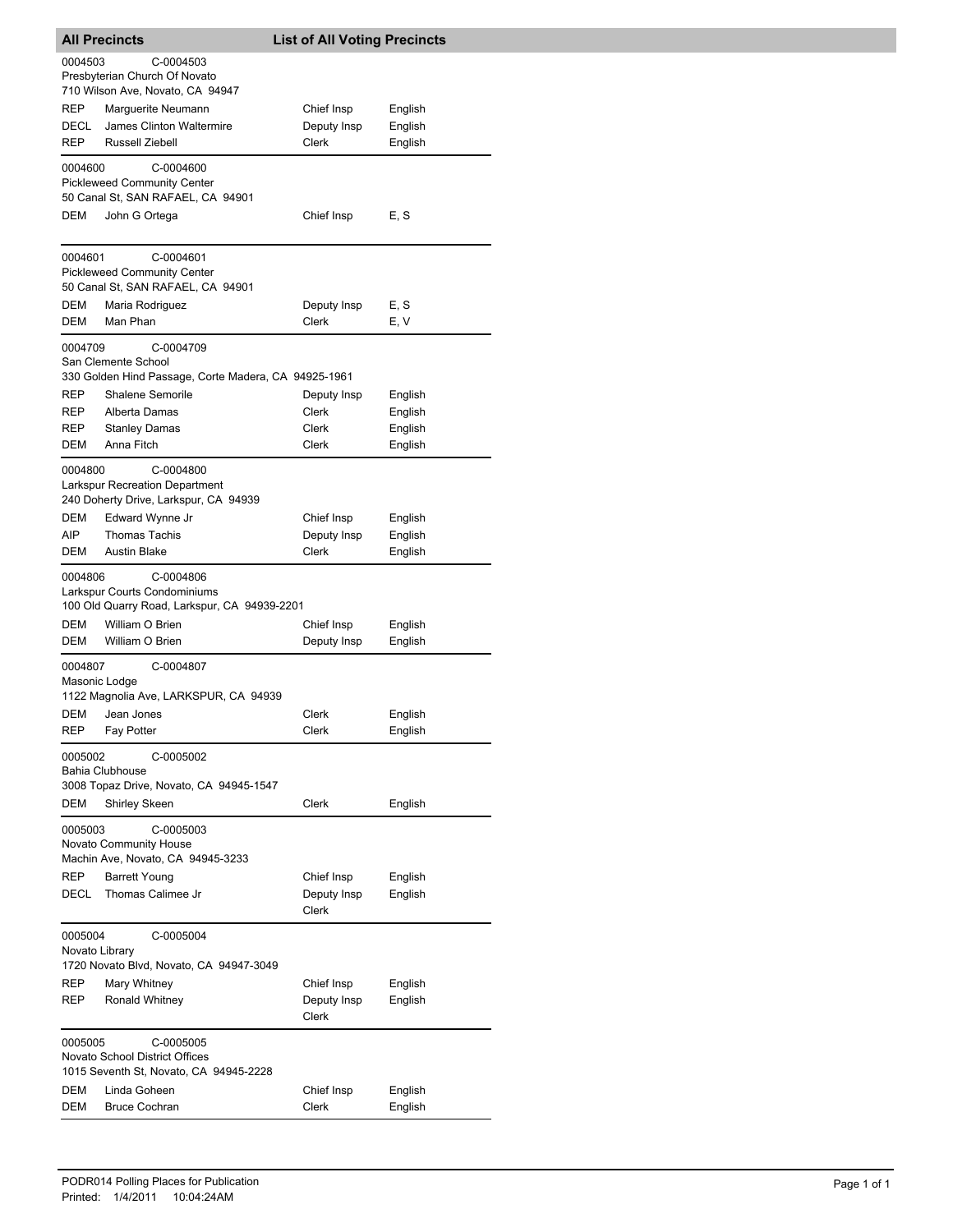## All Precincts — List of All Voting Precincts

**0004503** C-0004503
Presbyterian Church Of Novato
710 Wilson Ave, Novato, CA 94947

| Party | Name | Position | Language |
|---|---|---|---|
| REP | Marguerite Neumann | Chief Insp | English |
| DECL | James Clinton Waltermire | Deputy Insp | English |
| REP | Russell Ziebell | Clerk | English |

**0004600** C-0004600
Pickleweed Community Center
50 Canal St, SAN RAFAEL, CA 94901

| Party | Name | Position | Language |
|---|---|---|---|
| DEM | John G Ortega | Chief Insp | E, S |

**0004601** C-0004601
Pickleweed Community Center
50 Canal St, SAN RAFAEL, CA 94901

| Party | Name | Position | Language |
|---|---|---|---|
| DEM | Maria Rodriguez | Deputy Insp | E, S |
| DEM | Man Phan | Clerk | E, V |

**0004709** C-0004709
San Clemente School
330 Golden Hind Passage, Corte Madera, CA 94925-1961

| Party | Name | Position | Language |
|---|---|---|---|
| REP | Shalene Semorile | Deputy Insp | English |
| REP | Alberta Damas | Clerk | English |
| REP | Stanley Damas | Clerk | English |
| DEM | Anna Fitch | Clerk | English |

**0004800** C-0004800
Larkspur Recreation Department
240 Doherty Drive, Larkspur, CA 94939

| Party | Name | Position | Language |
|---|---|---|---|
| DEM | Edward Wynne Jr | Chief Insp | English |
| AIP | Thomas Tachis | Deputy Insp | English |
| DEM | Austin Blake | Clerk | English |

**0004806** C-0004806
Larkspur Courts Condominiums
100 Old Quarry Road, Larkspur, CA 94939-2201

| Party | Name | Position | Language |
|---|---|---|---|
| DEM | William O Brien | Chief Insp | English |
| DEM | William O Brien | Deputy Insp | English |

**0004807** C-0004807
Masonic Lodge
1122 Magnolia Ave, LARKSPUR, CA 94939

| Party | Name | Position | Language |
|---|---|---|---|
| DEM | Jean Jones | Clerk | English |
| REP | Fay Potter | Clerk | English |

**0005002** C-0005002
Bahia Clubhouse
3008 Topaz Drive, Novato, CA 94945-1547

| Party | Name | Position | Language |
|---|---|---|---|
| DEM | Shirley Skeen | Clerk | English |

**0005003** C-0005003
Novato Community House
Machin Ave, Novato, CA 94945-3233

| Party | Name | Position | Language |
|---|---|---|---|
| REP | Barrett Young | Chief Insp | English |
| DECL | Thomas Calimee Jr | Deputy Insp<br>Clerk | English |

**0005004** C-0005004
Novato Library
1720 Novato Blvd, Novato, CA 94947-3049

| Party | Name | Position | Language |
|---|---|---|---|
| REP | Mary Whitney | Chief Insp | English |
| REP | Ronald Whitney | Deputy Insp<br>Clerk | English |

**0005005** C-0005005
Novato School District Offices
1015 Seventh St, Novato, CA 94945-2228

| Party | Name | Position | Language |
|---|---|---|---|
| DEM | Linda Goheen | Chief Insp | English |
| DEM | Bruce Cochran | Clerk | English |

PODR014 Polling Places for Publication
Printed: 1/4/2011 10:04:24AM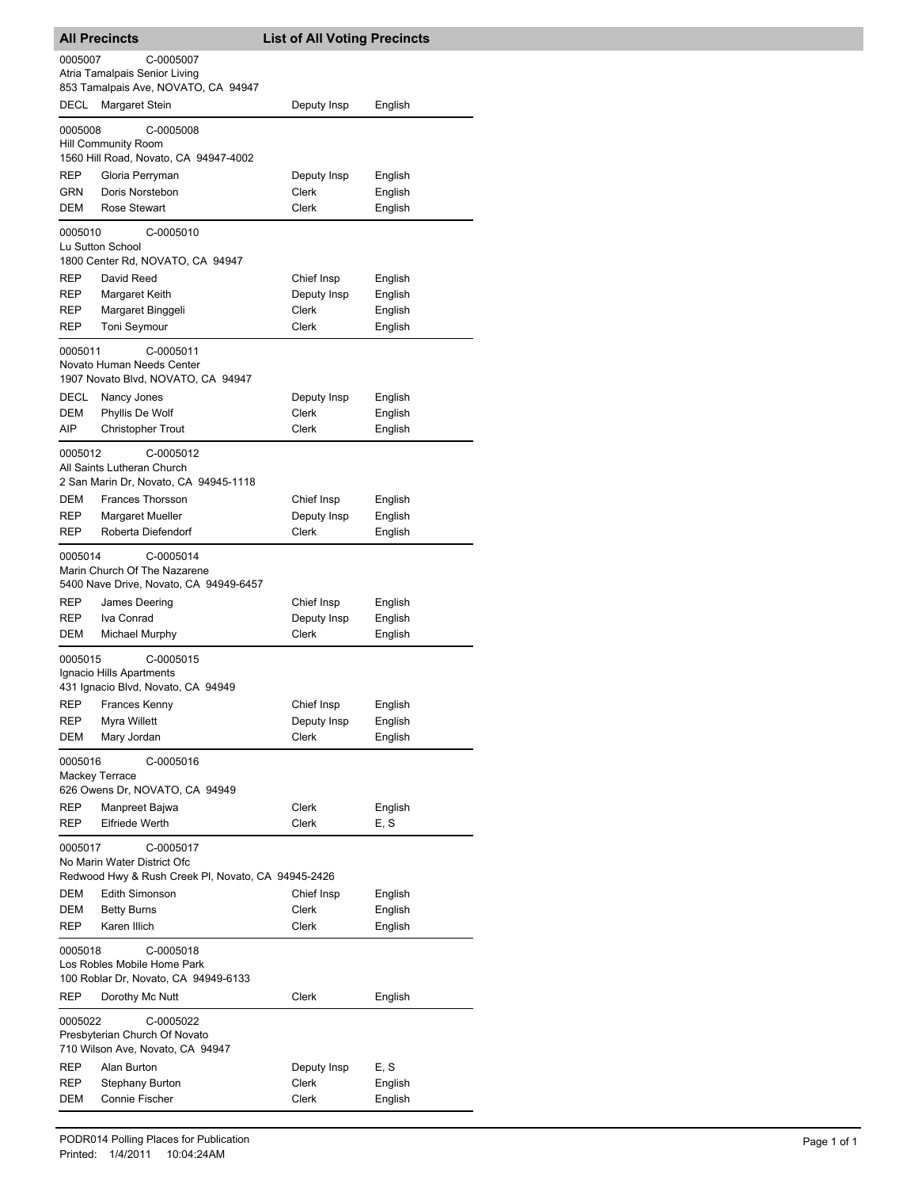## All Precincts — List of All Voting Precincts

**0005007** C-0005007
Atria Tamalpais Senior Living
853 Tamalpais Ave, NOVATO, CA 94947

| | | | |
|---|---|---|---|
| DECL | Margaret Stein | Deputy Insp | English |

**0005008** C-0005008
Hill Community Room
1560 Hill Road, Novato, CA 94947-4002

| | | | |
|---|---|---|---|
| REP | Gloria Perryman | Deputy Insp | English |
| GRN | Doris Norstebon | Clerk | English |
| DEM | Rose Stewart | Clerk | English |

**0005010** C-0005010
Lu Sutton School
1800 Center Rd, NOVATO, CA 94947

| | | | |
|---|---|---|---|
| REP | David Reed | Chief Insp | English |
| REP | Margaret Keith | Deputy Insp | English |
| REP | Margaret Binggeli | Clerk | English |
| REP | Toni Seymour | Clerk | English |

**0005011** C-0005011
Novato Human Needs Center
1907 Novato Blvd, NOVATO, CA 94947

| | | | |
|---|---|---|---|
| DECL | Nancy Jones | Deputy Insp | English |
| DEM | Phyllis De Wolf | Clerk | English |
| AIP | Christopher Trout | Clerk | English |

**0005012** C-0005012
All Saints Lutheran Church
2 San Marin Dr, Novato, CA 94945-1118

| | | | |
|---|---|---|---|
| DEM | Frances Thorsson | Chief Insp | English |
| REP | Margaret Mueller | Deputy Insp | English |
| REP | Roberta Diefendorf | Clerk | English |

**0005014** C-0005014
Marin Church Of The Nazarene
5400 Nave Drive, Novato, CA 94949-6457

| | | | |
|---|---|---|---|
| REP | James Deering | Chief Insp | English |
| REP | Iva Conrad | Deputy Insp | English |
| DEM | Michael Murphy | Clerk | English |

**0005015** C-0005015
Ignacio Hills Apartments
431 Ignacio Blvd, Novato, CA 94949

| | | | |
|---|---|---|---|
| REP | Frances Kenny | Chief Insp | English |
| REP | Myra Willett | Deputy Insp | English |
| DEM | Mary Jordan | Clerk | English |

**0005016** C-0005016
Mackey Terrace
626 Owens Dr, NOVATO, CA 94949

| | | | |
|---|---|---|---|
| REP | Manpreet Bajwa | Clerk | English |
| REP | Elfriede Werth | Clerk | E, S |

**0005017** C-0005017
No Marin Water District Ofc
Redwood Hwy & Rush Creek Pl, Novato, CA 94945-2426

| | | | |
|---|---|---|---|
| DEM | Edith Simonson | Chief Insp | English |
| DEM | Betty Burns | Clerk | English |
| REP | Karen Illich | Clerk | English |

**0005018** C-0005018
Los Robles Mobile Home Park
100 Roblar Dr, Novato, CA 94949-6133

| | | | |
|---|---|---|---|
| REP | Dorothy Mc Nutt | Clerk | English |

**0005022** C-0005022
Presbyterian Church Of Novato
710 Wilson Ave, Novato, CA 94947

| | | | |
|---|---|---|---|
| REP | Alan Burton | Deputy Insp | E, S |
| REP | Stephany Burton | Clerk | English |
| DEM | Connie Fischer | Clerk | English |

PODR014 Polling Places for Publication
Printed: 1/4/2011 10:04:24AM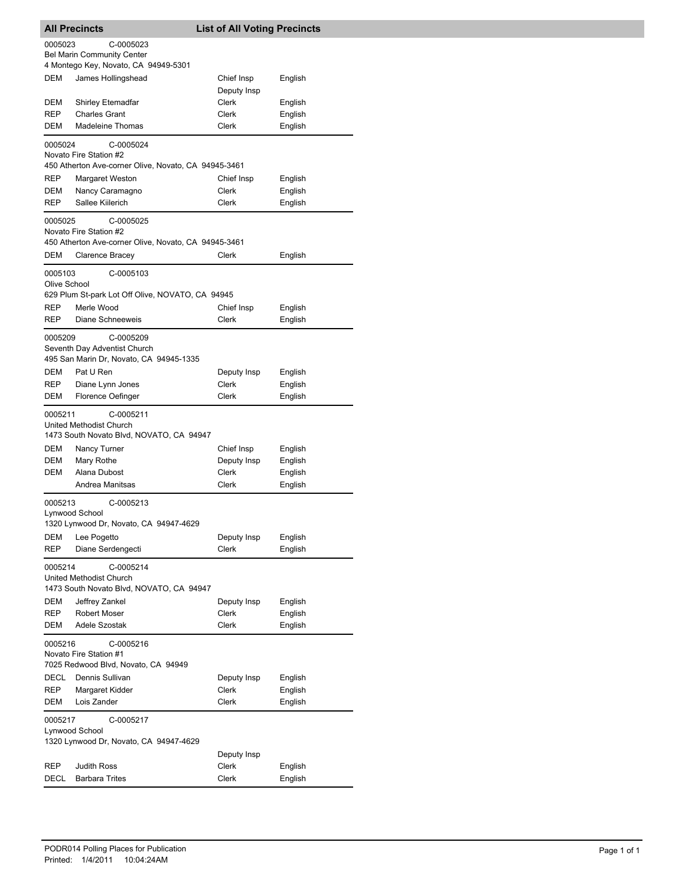## All Precincts — List of All Voting Precincts

**0005023** C-0005023
Bel Marin Community Center
4 Montego Key, Novato, CA 94949-5301

| Party | Name | Position | Language |
|---|---|---|---|
| DEM | James Hollingshead | Chief Insp | English |
| | | Deputy Insp | |
| DEM | Shirley Etemadfar | Clerk | English |
| REP | Charles Grant | Clerk | English |
| DEM | Madeleine Thomas | Clerk | English |

**0005024** C-0005024
Novato Fire Station #2
450 Atherton Ave-corner Olive, Novato, CA 94945-3461

| Party | Name | Position | Language |
|---|---|---|---|
| REP | Margaret Weston | Chief Insp | English |
| DEM | Nancy Caramagno | Clerk | English |
| REP | Sallee Kiilerich | Clerk | English |

**0005025** C-0005025
Novato Fire Station #2
450 Atherton Ave-corner Olive, Novato, CA 94945-3461

| Party | Name | Position | Language |
|---|---|---|---|
| DEM | Clarence Bracey | Clerk | English |

**0005103** C-0005103
Olive School
629 Plum St-park Lot Off Olive, NOVATO, CA 94945

| Party | Name | Position | Language |
|---|---|---|---|
| REP | Merle Wood | Chief Insp | English |
| REP | Diane Schneeweis | Clerk | English |

**0005209** C-0005209
Seventh Day Adventist Church
495 San Marin Dr, Novato, CA 94945-1335

| Party | Name | Position | Language |
|---|---|---|---|
| DEM | Pat U Ren | Deputy Insp | English |
| REP | Diane Lynn Jones | Clerk | English |
| DEM | Florence Oefinger | Clerk | English |

**0005211** C-0005211
United Methodist Church
1473 South Novato Blvd, NOVATO, CA 94947

| Party | Name | Position | Language |
|---|---|---|---|
| DEM | Nancy Turner | Chief Insp | English |
| DEM | Mary Rothe | Deputy Insp | English |
| DEM | Alana Dubost | Clerk | English |
| | Andrea Manitsas | Clerk | English |

**0005213** C-0005213
Lynwood School
1320 Lynwood Dr, Novato, CA 94947-4629

| Party | Name | Position | Language |
|---|---|---|---|
| DEM | Lee Pogetto | Deputy Insp | English |
| REP | Diane Serdengecti | Clerk | English |

**0005214** C-0005214
United Methodist Church
1473 South Novato Blvd, NOVATO, CA 94947

| Party | Name | Position | Language |
|---|---|---|---|
| DEM | Jeffrey Zankel | Deputy Insp | English |
| REP | Robert Moser | Clerk | English |
| DEM | Adele Szostak | Clerk | English |

**0005216** C-0005216
Novato Fire Station #1
7025 Redwood Blvd, Novato, CA 94949

| Party | Name | Position | Language |
|---|---|---|---|
| DECL | Dennis Sullivan | Deputy Insp | English |
| REP | Margaret Kidder | Clerk | English |
| DEM | Lois Zander | Clerk | English |

**0005217** C-0005217
Lynwood School
1320 Lynwood Dr, Novato, CA 94947-4629

| Party | Name | Position | Language |
|---|---|---|---|
| | | Deputy Insp | |
| REP | Judith Ross | Clerk | English |
| DECL | Barbara Trites | Clerk | English |

PODR014 Polling Places for Publication
Printed: 1/4/2011 10:04:24AM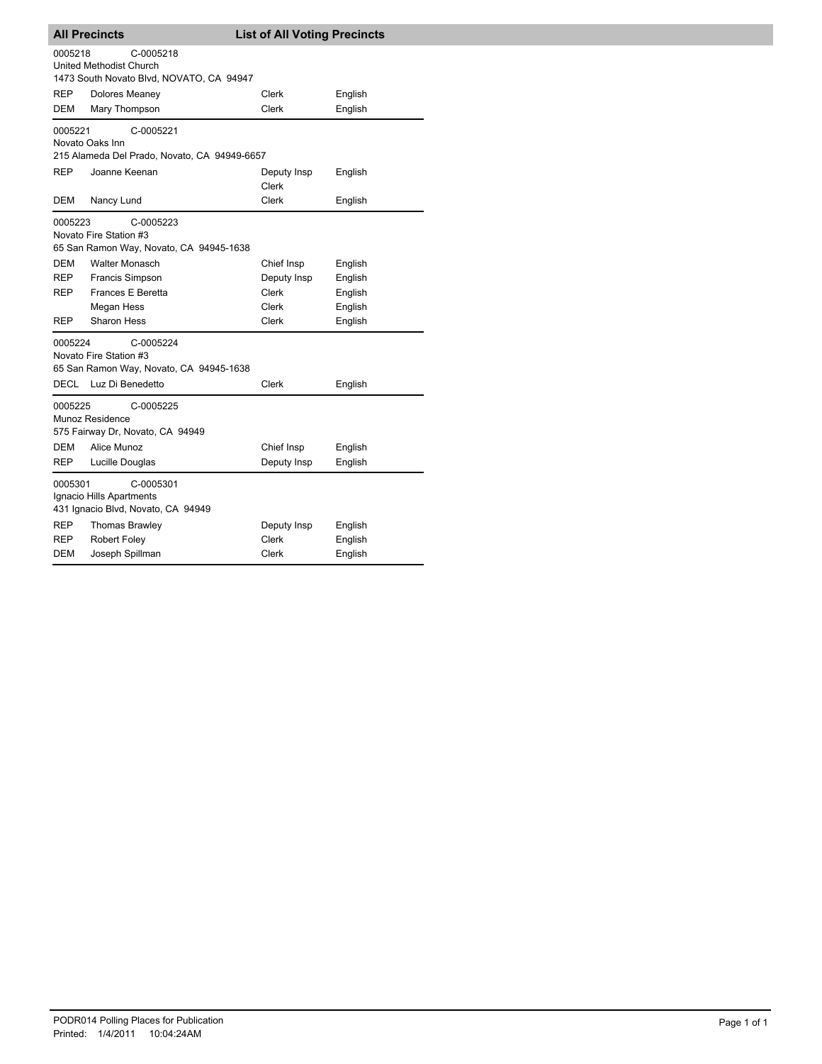## All Precincts — List of All Voting Precincts

**0005218** C-0005218
United Methodist Church
1473 South Novato Blvd, NOVATO, CA 94947

| Party | Name | Position | Language |
|---|---|---|---|
| REP | Dolores Meaney | Clerk | English |
| DEM | Mary Thompson | Clerk | English |

**0005221** C-0005221
Novato Oaks Inn
215 Alameda Del Prado, Novato, CA 94949-6657

| Party | Name | Position | Language |
|---|---|---|---|
| REP | Joanne Keenan | Deputy Insp<br>Clerk | English |
| DEM | Nancy Lund | Clerk | English |

**0005223** C-0005223
Novato Fire Station #3
65 San Ramon Way, Novato, CA 94945-1638

| Party | Name | Position | Language |
|---|---|---|---|
| DEM | Walter Monasch | Chief Insp | English |
| REP | Francis Simpson | Deputy Insp | English |
| REP | Frances E Beretta | Clerk | English |
| | Megan Hess | Clerk | English |
| REP | Sharon Hess | Clerk | English |

**0005224** C-0005224
Novato Fire Station #3
65 San Ramon Way, Novato, CA 94945-1638

| Party | Name | Position | Language |
|---|---|---|---|
| DECL | Luz Di Benedetto | Clerk | English |

**0005225** C-0005225
Munoz Residence
575 Fairway Dr, Novato, CA 94949

| Party | Name | Position | Language |
|---|---|---|---|
| DEM | Alice Munoz | Chief Insp | English |
| REP | Lucille Douglas | Deputy Insp | English |

**0005301** C-0005301
Ignacio Hills Apartments
431 Ignacio Blvd, Novato, CA 94949

| Party | Name | Position | Language |
|---|---|---|---|
| REP | Thomas Brawley | Deputy Insp | English |
| REP | Robert Foley | Clerk | English |
| DEM | Joseph Spillman | Clerk | English |

PODR014 Polling Places for Publication
Printed: 1/4/2011 10:04:24AM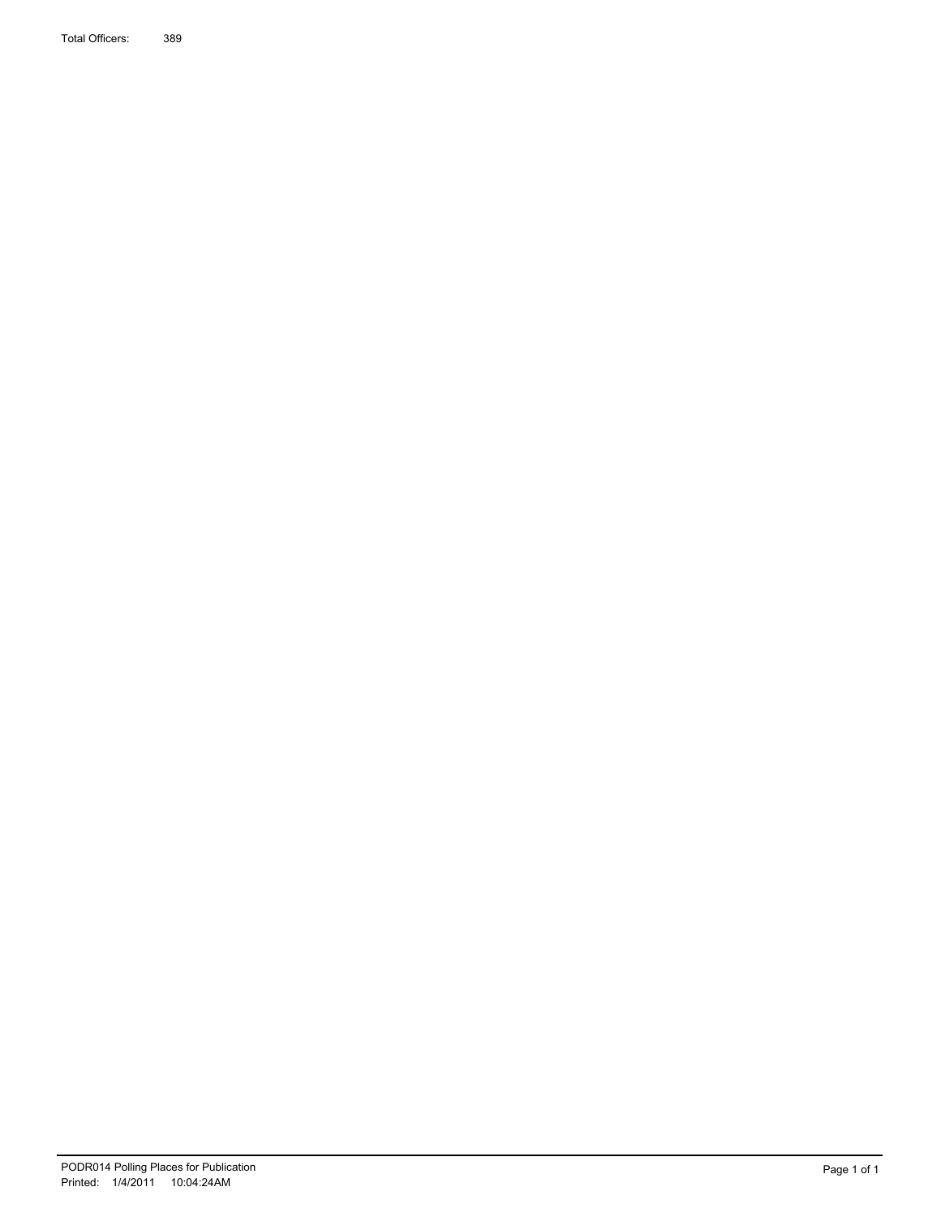Total Officers: 389